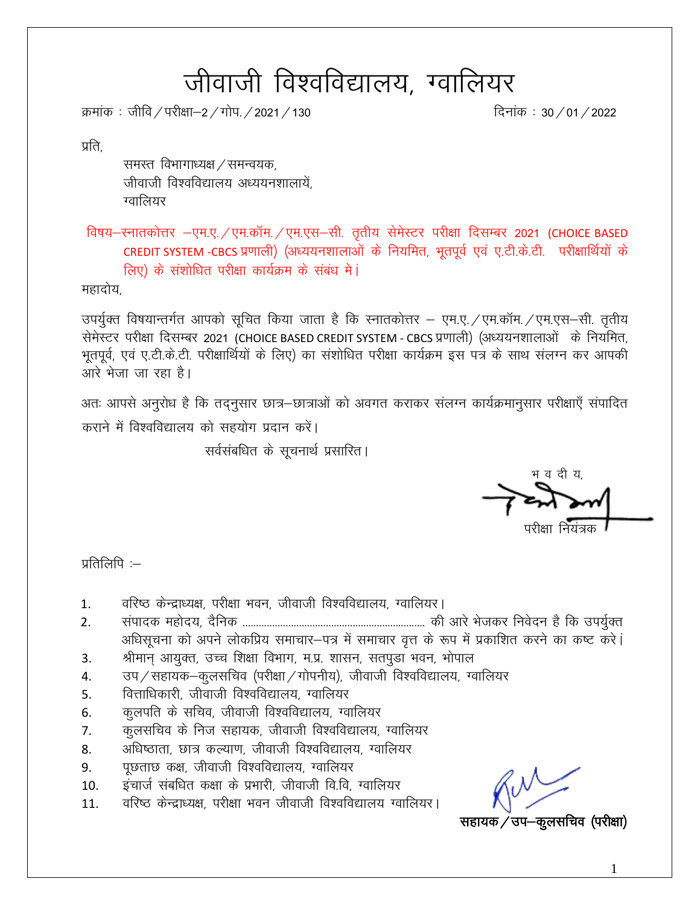# जीवाजी विश्वविद्यालय, ग्वालियर

क्रमांक : जीवि / परीक्षा–2 / गोप. / 2021 / 130 　　　　　　　　　　　　　　　　　　　　दिनांक : 30 / 01 / 2022

प्रति,

समस्त विभागाध्यक्ष / समन्वयक,
जीवाजी विश्वविद्यालय अध्ययनशालायें,
ग्वालियर

विषय–स्नातकोत्तर –एम.ए. / एम.कॉम. / एम.एस–सी. तृतीय सेमेस्टर परीक्षा दिसम्बर 2021 (CHOICE BASED CREDIT SYSTEM -CBCS प्रणाली) (अध्ययनशालाओं के नियमित, भूतपूर्व एवं ए.टी.के.टी. परीक्षार्थियों के लिए) के संशोधित परीक्षा कार्यक्रम के संबंध में।

महादोय,

उपर्युक्त विषयान्तर्गत आपको सूचित किया जाता है कि स्नातकोत्तर – एम.ए. / एम.कॉम. / एम.एस–सी. तृतीय सेमेस्टर परीक्षा दिसम्बर 2021 (CHOICE BASED CREDIT SYSTEM - CBCS प्रणाली) (अध्ययनशालाओं के नियमित, भूतपूर्व, एवं ए.टी.के.टी. परीक्षार्थियों के लिए) का संशोधित परीक्षा कार्यक्रम इस पत्र के साथ संलग्न कर आपकी आरे भेजा जा रहा है।

अतः आपसे अनुरोध है कि तद्नुसार छात्र–छात्राओं को अवगत कराकर संलग्न कार्यक्रमानुसार परीक्षाएँ संपादित कराने में विश्वविद्यालय को सहयोग प्रदान करें।

सर्वसंबंधित के सूचनार्थ प्रसारित।

भ व दी य,

परीक्षा नियंत्रक

प्रतिलिपि :–

1. वरिष्ठ केन्द्राध्यक्ष, परीक्षा भवन, जीवाजी विश्वविद्यालय, ग्वालियर।
2. संपादक महोदय, दैनिक ................................................................ की आरे भेजकर निवेदन है कि उपर्युक्त अधिसूचना को अपने लोकप्रिय समाचार–पत्र में समाचार वृत्त के रूप में प्रकाशित करने का कष्ट करें।
3. श्रीमान् आयुक्त, उच्च शिक्षा विभाग, म.प्र. शासन, सतपुडा भवन, भोपाल
4. उप / सहायक–कुलसचिव (परीक्षा / गोपनीय), जीवाजी विश्वविद्यालय, ग्वालियर
5. वित्ताधिकारी, जीवाजी विश्वविद्यालय, ग्वालियर
6. कुलपति के सचिव, जीवाजी विश्वविद्यालय, ग्वालियर
7. कुलसचिव के निज सहायक, जीवाजी विश्वविद्यालय, ग्वालियर
8. अधिष्ठाता, छात्र कल्याण, जीवाजी विश्वविद्यालय, ग्वालियर
9. पूछताछ कक्ष, जीवाजी विश्वविद्यालय, ग्वालियर
10. इंचार्ज संबधित कक्षा के प्रभारी, जीवाजी वि.वि, ग्वालियर
11. वरिष्ठ केन्द्राध्यक्ष, परीक्षा भवन जीवाजी विश्वविद्यालय ग्वालियर।

**सहायक / उप–कुलसचिव (परीक्षा)**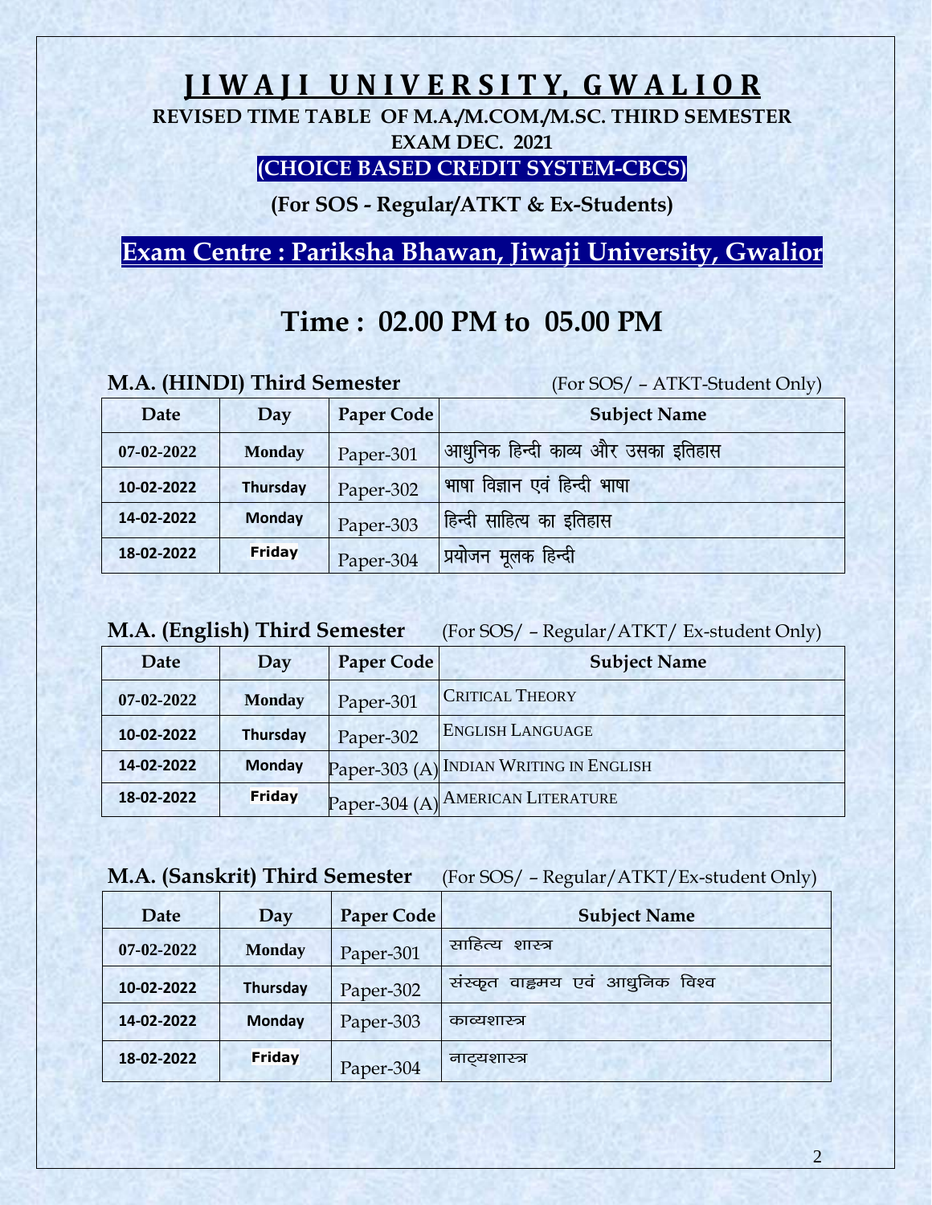# JIWAJI UNIVERSITY, GWALIOR

**REVISED TIME TABLE OF M.A./M.COM./M.SC. THIRD SEMESTER**

**EXAM DEC. 2021**

**(CHOICE BASED CREDIT SYSTEM-CBCS)**

**(For SOS - Regular/ATKT & Ex-Students)**

## Exam Centre : Pariksha Bhawan, Jiwaji University, Gwalior

## Time : 02.00 PM to 05.00 PM

**M.A. (HINDI) Third Semester** (For SOS/ – ATKT-Student Only)

| Date | Day | Paper Code | Subject Name |
|---|---|---|---|
| 07-02-2022 | Monday | Paper-301 | आधुनिक हिन्दी काव्य और उसका इतिहास |
| 10-02-2022 | Thursday | Paper-302 | भाषा विज्ञान एवं हिन्दी भाषा |
| 14-02-2022 | Monday | Paper-303 | हिन्दी साहित्य का इतिहास |
| 18-02-2022 | Friday | Paper-304 | प्रयोजन मूलक हिन्दी |

**M.A. (English) Third Semester** (For SOS/ – Regular/ATKT/ Ex-student Only)

| Date | Day | Paper Code | Subject Name |
|---|---|---|---|
| 07-02-2022 | Monday | Paper-301 | CRITICAL THEORY |
| 10-02-2022 | Thursday | Paper-302 | ENGLISH LANGUAGE |
| 14-02-2022 | Monday | Paper-303 (A) | INDIAN WRITING IN ENGLISH |
| 18-02-2022 | Friday | Paper-304 (A) | AMERICAN LITERATURE |

**M.A. (Sanskrit) Third Semester** (For SOS/ – Regular/ATKT/Ex-student Only)

| Date | Day | Paper Code | Subject Name |
|---|---|---|---|
| 07-02-2022 | Monday | Paper-301 | साहित्य शास्त्र |
| 10-02-2022 | Thursday | Paper-302 | संस्कृत वाङ्मय एवं आधुनिक विश्व |
| 14-02-2022 | Monday | Paper-303 | काव्यशास्त्र |
| 18-02-2022 | Friday | Paper-304 | नाट्यशास्त्र |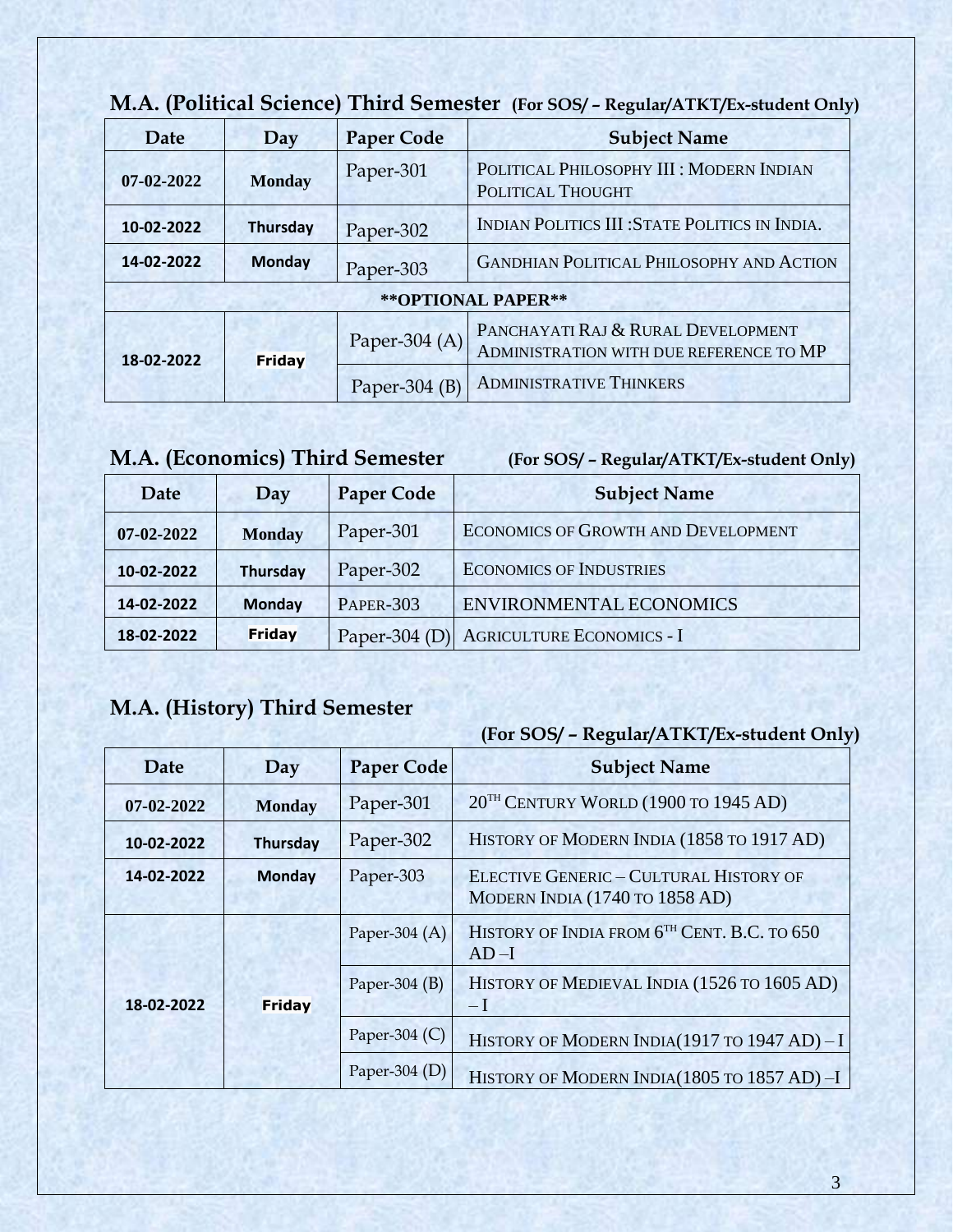## M.A. (Political Science) Third Semester (For SOS/ – Regular/ATKT/Ex-student Only)

| Date | Day | Paper Code | Subject Name |
|---|---|---|---|
| 07-02-2022 | Monday | Paper-301 | POLITICAL PHILOSOPHY III : MODERN INDIAN POLITICAL THOUGHT |
| 10-02-2022 | Thursday | Paper-302 | INDIAN POLITICS III :STATE POLITICS IN INDIA. |
| 14-02-2022 | Monday | Paper-303 | GANDHIAN POLITICAL PHILOSOPHY AND ACTION |
| **OPTIONAL PAPER** | | | |
| 18-02-2022 | Friday | Paper-304 (A) | PANCHAYATI RAJ & RURAL DEVELOPMENT ADMINISTRATION WITH DUE REFERENCE TO MP |
| | | Paper-304 (B) | ADMINISTRATIVE THINKERS |

## M.A. (Economics) Third Semester (For SOS/ – Regular/ATKT/Ex-student Only)

| Date | Day | Paper Code | Subject Name |
|---|---|---|---|
| 07-02-2022 | Monday | Paper-301 | ECONOMICS OF GROWTH AND DEVELOPMENT |
| 10-02-2022 | Thursday | Paper-302 | ECONOMICS OF INDUSTRIES |
| 14-02-2022 | Monday | PAPER-303 | ENVIRONMENTAL ECONOMICS |
| 18-02-2022 | Friday | Paper-304 (D) | AGRICULTURE ECONOMICS - I |

## M.A. (History) Third Semester

(For SOS/ – Regular/ATKT/Ex-student Only)

| Date | Day | Paper Code | Subject Name |
|---|---|---|---|
| 07-02-2022 | Monday | Paper-301 | 20TH CENTURY WORLD (1900 TO 1945 AD) |
| 10-02-2022 | Thursday | Paper-302 | HISTORY OF MODERN INDIA (1858 TO 1917 AD) |
| 14-02-2022 | Monday | Paper-303 | ELECTIVE GENERIC – CULTURAL HISTORY OF MODERN INDIA (1740 TO 1858 AD) |
| 18-02-2022 | Friday | Paper-304 (A) | HISTORY OF INDIA FROM 6TH CENT. B.C. TO 650 AD –I |
| | | Paper-304 (B) | HISTORY OF MEDIEVAL INDIA (1526 TO 1605 AD) – I |
| | | Paper-304 (C) | HISTORY OF MODERN INDIA(1917 TO 1947 AD) – I |
| | | Paper-304 (D) | HISTORY OF MODERN INDIA(1805 TO 1857 AD) –I |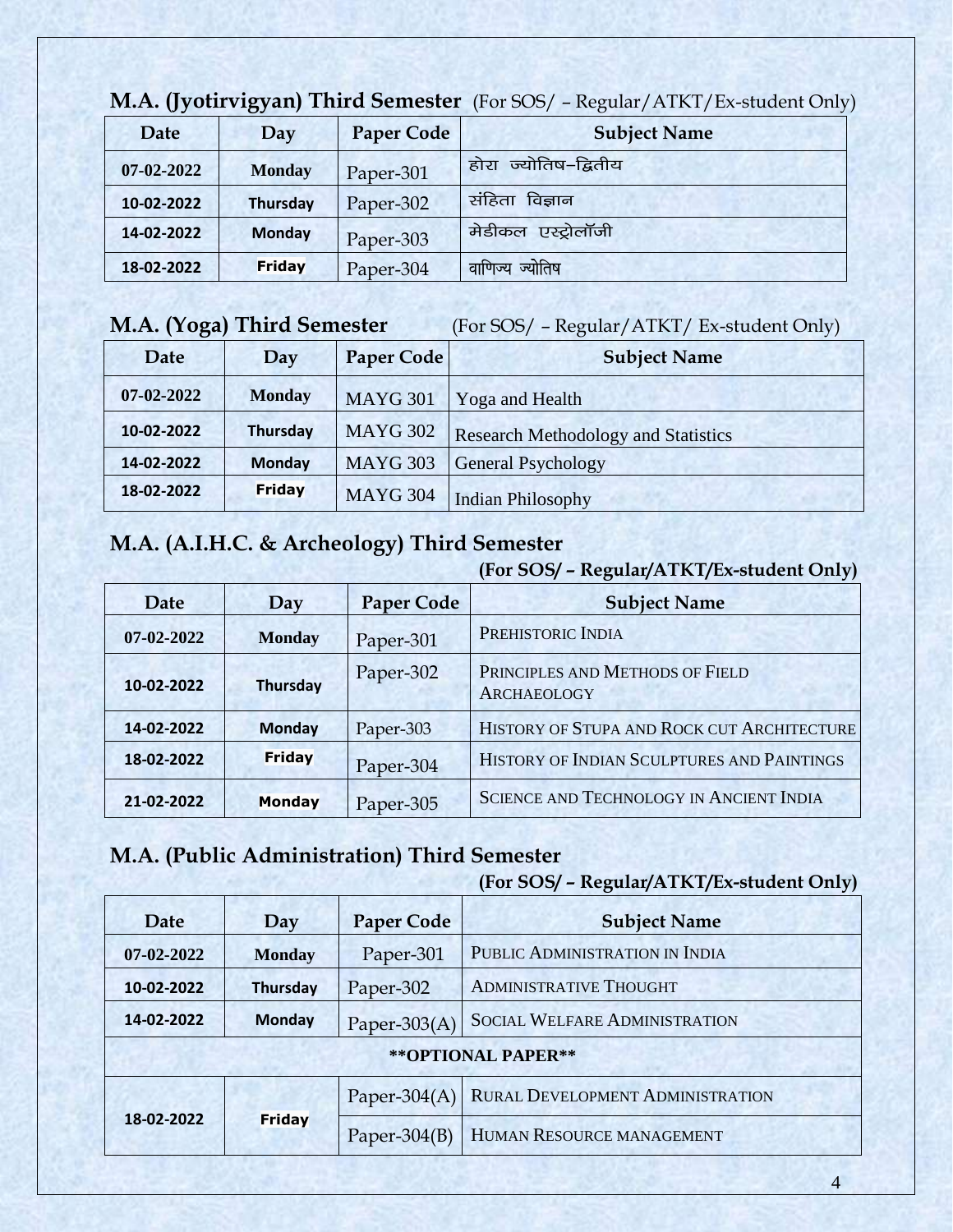**M.A. (Jyotirvigyan) Third Semester** (For SOS/ – Regular/ATKT/Ex-student Only)

| Date | Day | Paper Code | Subject Name |
|---|---|---|---|
| 07-02-2022 | Monday | Paper-301 | होरा ज्योतिष–द्वितीय |
| 10-02-2022 | Thursday | Paper-302 | संहिता विज्ञान |
| 14-02-2022 | Monday | Paper-303 | मेडीकल एस्ट्रोलॉजी |
| 18-02-2022 | Friday | Paper-304 | वाणिज्य ज्योतिष |

**M.A. (Yoga) Third Semester** (For SOS/ – Regular/ATKT/ Ex-student Only)

| Date | Day | Paper Code | Subject Name |
|---|---|---|---|
| 07-02-2022 | Monday | MAYG 301 | Yoga and Health |
| 10-02-2022 | Thursday | MAYG 302 | Research Methodology and Statistics |
| 14-02-2022 | Monday | MAYG 303 | General Psychology |
| 18-02-2022 | Friday | MAYG 304 | Indian Philosophy |

**M.A. (A.I.H.C. & Archeology) Third Semester**

**(For SOS/ – Regular/ATKT/Ex-student Only)**

| Date | Day | Paper Code | Subject Name |
|---|---|---|---|
| 07-02-2022 | Monday | Paper-301 | PREHISTORIC INDIA |
| 10-02-2022 | Thursday | Paper-302 | PRINCIPLES AND METHODS OF FIELD ARCHAEOLOGY |
| 14-02-2022 | Monday | Paper-303 | HISTORY OF STUPA AND ROCK CUT ARCHITECTURE |
| 18-02-2022 | Friday | Paper-304 | HISTORY OF INDIAN SCULPTURES AND PAINTINGS |
| 21-02-2022 | Monday | Paper-305 | SCIENCE AND TECHNOLOGY IN ANCIENT INDIA |

**M.A. (Public Administration) Third Semester**

**(For SOS/ – Regular/ATKT/Ex-student Only)**

| Date | Day | Paper Code | Subject Name |
|---|---|---|---|
| 07-02-2022 | Monday | Paper-301 | PUBLIC ADMINISTRATION IN INDIA |
| 10-02-2022 | Thursday | Paper-302 | ADMINISTRATIVE THOUGHT |
| 14-02-2022 | Monday | Paper-303(A) | SOCIAL WELFARE ADMINISTRATION |
| **OPTIONAL PAPER** | | | |
| 18-02-2022 | Friday | Paper-304(A) | RURAL DEVELOPMENT ADMINISTRATION |
| | | Paper-304(B) | HUMAN RESOURCE MANAGEMENT |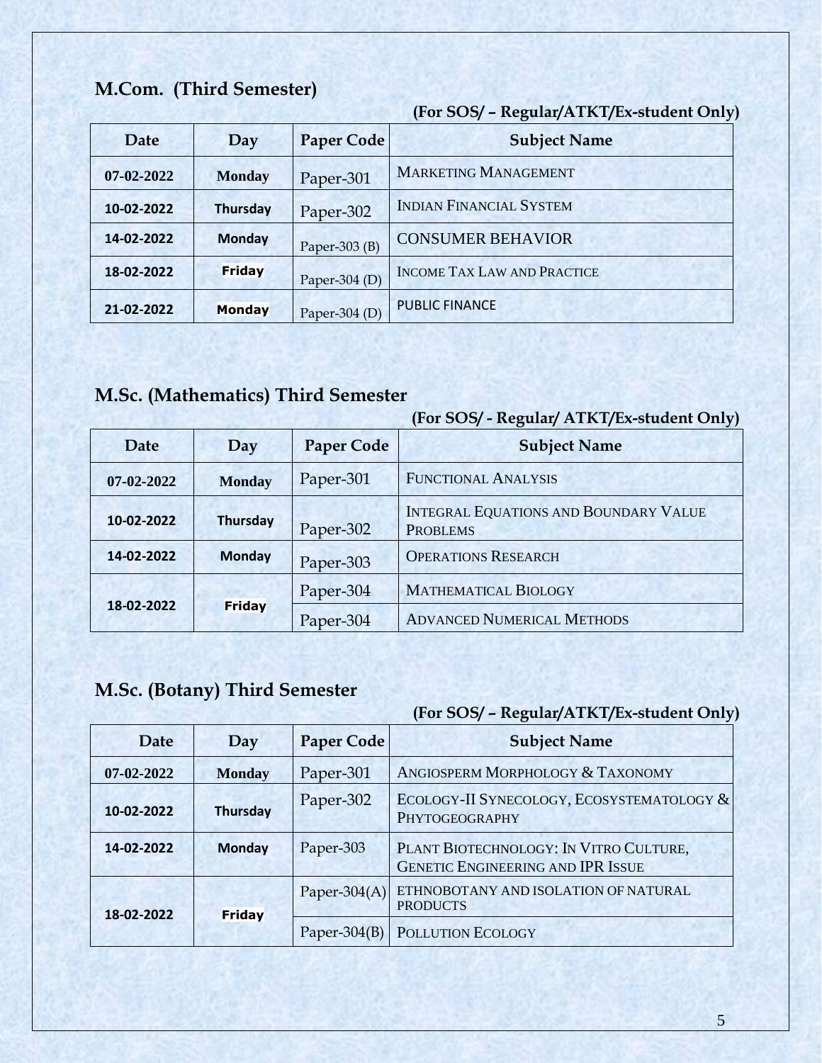## M.Com. (Third Semester)

**(For SOS/ – Regular/ATKT/Ex-student Only)**

| Date | Day | Paper Code | Subject Name |
|---|---|---|---|
| 07-02-2022 | Monday | Paper-301 | MARKETING MANAGEMENT |
| 10-02-2022 | Thursday | Paper-302 | INDIAN FINANCIAL SYSTEM |
| 14-02-2022 | Monday | Paper-303 (B) | CONSUMER BEHAVIOR |
| 18-02-2022 | Friday | Paper-304 (D) | INCOME TAX LAW AND PRACTICE |
| 21-02-2022 | Monday | Paper-304 (D) | PUBLIC FINANCE |

## M.Sc. (Mathematics) Third Semester

**(For SOS/ - Regular/ ATKT/Ex-student Only)**

| Date | Day | Paper Code | Subject Name |
|---|---|---|---|
| 07-02-2022 | Monday | Paper-301 | FUNCTIONAL ANALYSIS |
| 10-02-2022 | Thursday | Paper-302 | INTEGRAL EQUATIONS AND BOUNDARY VALUE PROBLEMS |
| 14-02-2022 | Monday | Paper-303 | OPERATIONS RESEARCH |
| 18-02-2022 | Friday | Paper-304 | MATHEMATICAL BIOLOGY |
| | | Paper-304 | ADVANCED NUMERICAL METHODS |

## M.Sc. (Botany) Third Semester

**(For SOS/ – Regular/ATKT/Ex-student Only)**

| Date | Day | Paper Code | Subject Name |
|---|---|---|---|
| 07-02-2022 | Monday | Paper-301 | ANGIOSPERM MORPHOLOGY & TAXONOMY |
| 10-02-2022 | Thursday | Paper-302 | ECOLOGY-II SYNECOLOGY, ECOSYSTEMATOLOGY & PHYTOGEOGRAPHY |
| 14-02-2022 | Monday | Paper-303 | PLANT BIOTECHNOLOGY: IN VITRO CULTURE, GENETIC ENGINEERING AND IPR ISSUE |
| 18-02-2022 | Friday | Paper-304(A) | ETHNOBOTANY AND ISOLATION OF NATURAL PRODUCTS |
| | | Paper-304(B) | POLLUTION ECOLOGY |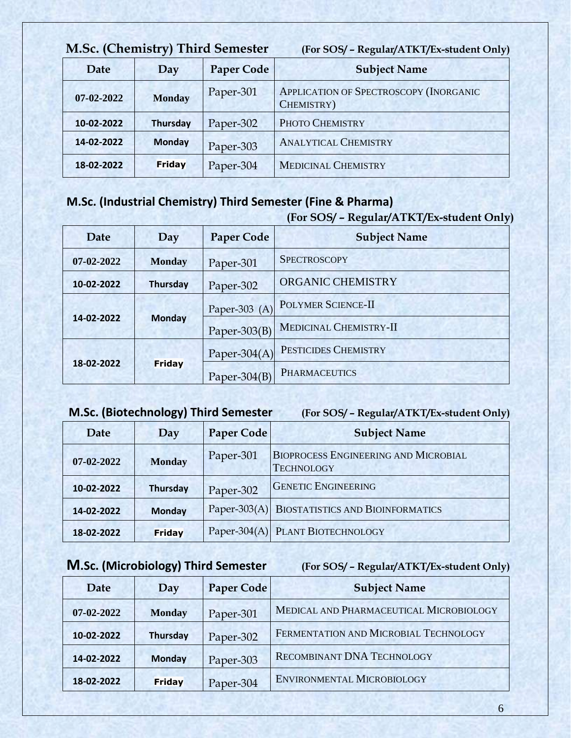## M.Sc. (Chemistry) Third Semester

**(For SOS/ – Regular/ATKT/Ex-student Only)**

| Date | Day | Paper Code | Subject Name |
|---|---|---|---|
| 07-02-2022 | Monday | Paper-301 | APPLICATION OF SPECTROSCOPY (INORGANIC CHEMISTRY) |
| 10-02-2022 | Thursday | Paper-302 | PHOTO CHEMISTRY |
| 14-02-2022 | Monday | Paper-303 | ANALYTICAL CHEMISTRY |
| 18-02-2022 | Friday | Paper-304 | MEDICINAL CHEMISTRY |

## M.Sc. (Industrial Chemistry) Third Semester (Fine & Pharma)

**(For SOS/ – Regular/ATKT/Ex-student Only)**

| Date | Day | Paper Code | Subject Name |
|---|---|---|---|
| 07-02-2022 | Monday | Paper-301 | SPECTROSCOPY |
| 10-02-2022 | Thursday | Paper-302 | ORGANIC CHEMISTRY |
| 14-02-2022 | Monday | Paper-303 (A) | POLYMER SCIENCE-II |
| | | Paper-303(B) | MEDICINAL CHEMISTRY-II |
| 18-02-2022 | Friday | Paper-304(A) | PESTICIDES CHEMISTRY |
| | | Paper-304(B) | PHARMACEUTICS |

## M.Sc. (Biotechnology) Third Semester

**(For SOS/ – Regular/ATKT/Ex-student Only)**

| Date | Day | Paper Code | Subject Name |
|---|---|---|---|
| 07-02-2022 | Monday | Paper-301 | BIOPROCESS ENGINEERING AND MICROBIAL TECHNOLOGY |
| 10-02-2022 | Thursday | Paper-302 | GENETIC ENGINEERING |
| 14-02-2022 | Monday | Paper-303(A) | BIOSTATISTICS AND BIOINFORMATICS |
| 18-02-2022 | Friday | Paper-304(A) | PLANT BIOTECHNOLOGY |

## M.Sc. (Microbiology) Third Semester

**(For SOS/ – Regular/ATKT/Ex-student Only)**

| Date | Day | Paper Code | Subject Name |
|---|---|---|---|
| 07-02-2022 | Monday | Paper-301 | MEDICAL AND PHARMACEUTICAL MICROBIOLOGY |
| 10-02-2022 | Thursday | Paper-302 | FERMENTATION AND MICROBIAL TECHNOLOGY |
| 14-02-2022 | Monday | Paper-303 | RECOMBINANT DNA TECHNOLOGY |
| 18-02-2022 | Friday | Paper-304 | ENVIRONMENTAL MICROBIOLOGY |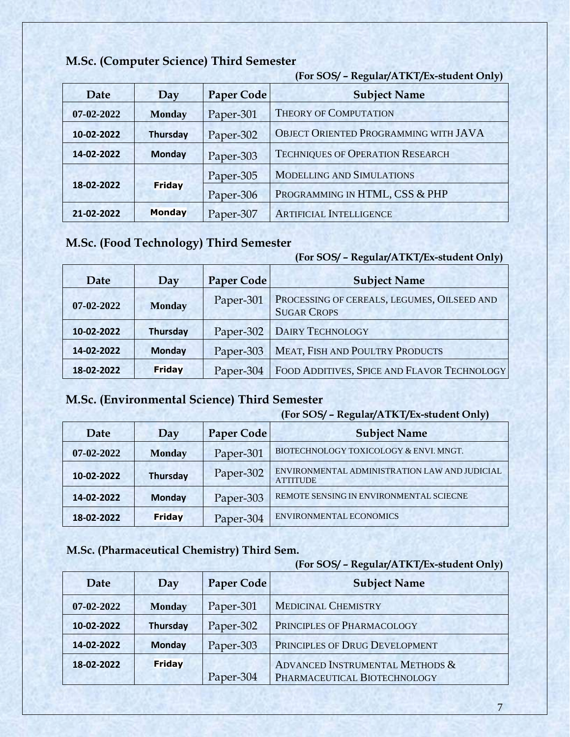## M.Sc. (Computer Science) Third Semester

**(For SOS/ – Regular/ATKT/Ex-student Only)**

| Date | Day | Paper Code | Subject Name |
|---|---|---|---|
| 07-02-2022 | Monday | Paper-301 | THEORY OF COMPUTATION |
| 10-02-2022 | Thursday | Paper-302 | OBJECT ORIENTED PROGRAMMING WITH JAVA |
| 14-02-2022 | Monday | Paper-303 | TECHNIQUES OF OPERATION RESEARCH |
| 18-02-2022 | Friday | Paper-305 | MODELLING AND SIMULATIONS |
| | | Paper-306 | PROGRAMMING IN HTML, CSS & PHP |
| 21-02-2022 | Monday | Paper-307 | ARTIFICIAL INTELLIGENCE |

## M.Sc. (Food Technology) Third Semester

**(For SOS/ – Regular/ATKT/Ex-student Only)**

| Date | Day | Paper Code | Subject Name |
|---|---|---|---|
| 07-02-2022 | Monday | Paper-301 | PROCESSING OF CEREALS, LEGUMES, OILSEED AND SUGAR CROPS |
| 10-02-2022 | Thursday | Paper-302 | DAIRY TECHNOLOGY |
| 14-02-2022 | Monday | Paper-303 | MEAT, FISH AND POULTRY PRODUCTS |
| 18-02-2022 | Friday | Paper-304 | FOOD ADDITIVES, SPICE AND FLAVOR TECHNOLOGY |

## M.Sc. (Environmental Science) Third Semester

**(For SOS/ – Regular/ATKT/Ex-student Only)**

| Date | Day | Paper Code | Subject Name |
|---|---|---|---|
| 07-02-2022 | Monday | Paper-301 | BIOTECHNOLOGY TOXICOLOGY & ENVI. MNGT. |
| 10-02-2022 | Thursday | Paper-302 | ENVIRONMENTAL ADMINISTRATION LAW AND JUDICIAL ATTITUDE |
| 14-02-2022 | Monday | Paper-303 | REMOTE SENSING IN ENVIRONMENTAL SCIECNE |
| 18-02-2022 | Friday | Paper-304 | ENVIRONMENTAL ECONOMICS |

## M.Sc. (Pharmaceutical Chemistry) Third Sem.

**(For SOS/ – Regular/ATKT/Ex-student Only)**

| Date | Day | Paper Code | Subject Name |
|---|---|---|---|
| 07-02-2022 | Monday | Paper-301 | MEDICINAL CHEMISTRY |
| 10-02-2022 | Thursday | Paper-302 | PRINCIPLES OF PHARMACOLOGY |
| 14-02-2022 | Monday | Paper-303 | PRINCIPLES OF DRUG DEVELOPMENT |
| 18-02-2022 | Friday | Paper-304 | ADVANCED INSTRUMENTAL METHODS & PHARMACEUTICAL BIOTECHNOLOGY |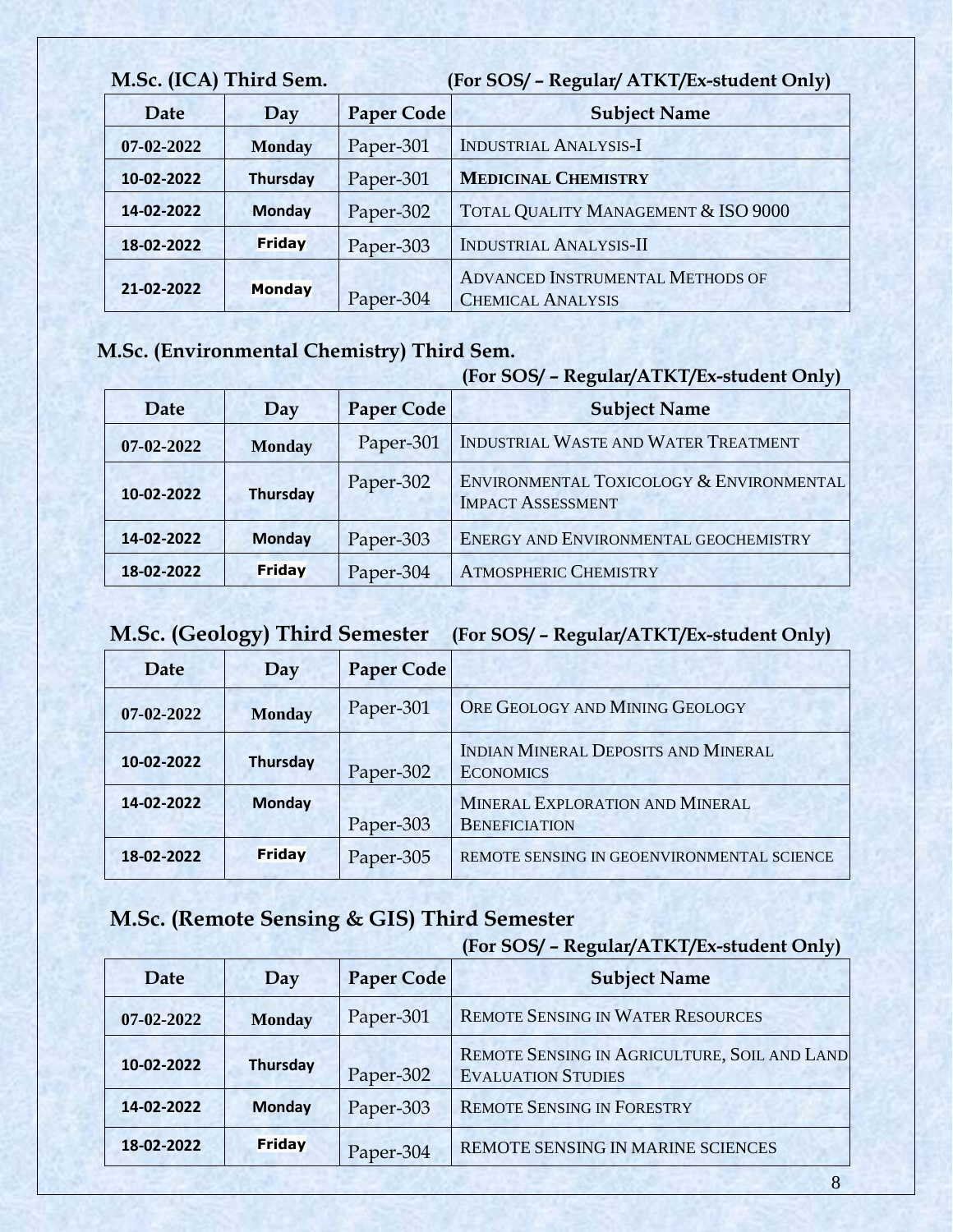**M.Sc. (ICA) Third Sem.** **(For SOS/ – Regular/ ATKT/Ex-student Only)**

| Date | Day | Paper Code | Subject Name |
|---|---|---|---|
| 07-02-2022 | Monday | Paper-301 | Industrial Analysis-I |
| 10-02-2022 | Thursday | Paper-301 | **Medicinal Chemistry** |
| 14-02-2022 | Monday | Paper-302 | Total Quality Management & ISO 9000 |
| 18-02-2022 | Friday | Paper-303 | Industrial Analysis-II |
| 21-02-2022 | Monday | Paper-304 | Advanced Instrumental Methods of Chemical Analysis |

**M.Sc. (Environmental Chemistry) Third Sem.**

**(For SOS/ – Regular/ATKT/Ex-student Only)**

| Date | Day | Paper Code | Subject Name |
|---|---|---|---|
| 07-02-2022 | Monday | Paper-301 | Industrial Waste and Water Treatment |
| 10-02-2022 | Thursday | Paper-302 | Environmental Toxicology & Environmental Impact Assessment |
| 14-02-2022 | Monday | Paper-303 | Energy and Environmental Geochemistry |
| 18-02-2022 | Friday | Paper-304 | Atmospheric Chemistry |

**M.Sc. (Geology) Third Semester** **(For SOS/ – Regular/ATKT/Ex-student Only)**

| Date | Day | Paper Code | |
|---|---|---|---|
| 07-02-2022 | Monday | Paper-301 | Ore Geology and Mining Geology |
| 10-02-2022 | Thursday | Paper-302 | Indian Mineral Deposits and Mineral Economics |
| 14-02-2022 | Monday | Paper-303 | Mineral Exploration and Mineral Beneficiation |
| 18-02-2022 | Friday | Paper-305 | remote sensing in geoenvironmental science |

**M.Sc. (Remote Sensing & GIS) Third Semester**

**(For SOS/ – Regular/ATKT/Ex-student Only)**

| Date | Day | Paper Code | Subject Name |
|---|---|---|---|
| 07-02-2022 | Monday | Paper-301 | Remote Sensing in Water Resources |
| 10-02-2022 | Thursday | Paper-302 | Remote Sensing in Agriculture, Soil and Land Evaluation Studies |
| 14-02-2022 | Monday | Paper-303 | Remote Sensing in Forestry |
| 18-02-2022 | Friday | Paper-304 | REMOTE SENSING IN MARINE SCIENCES |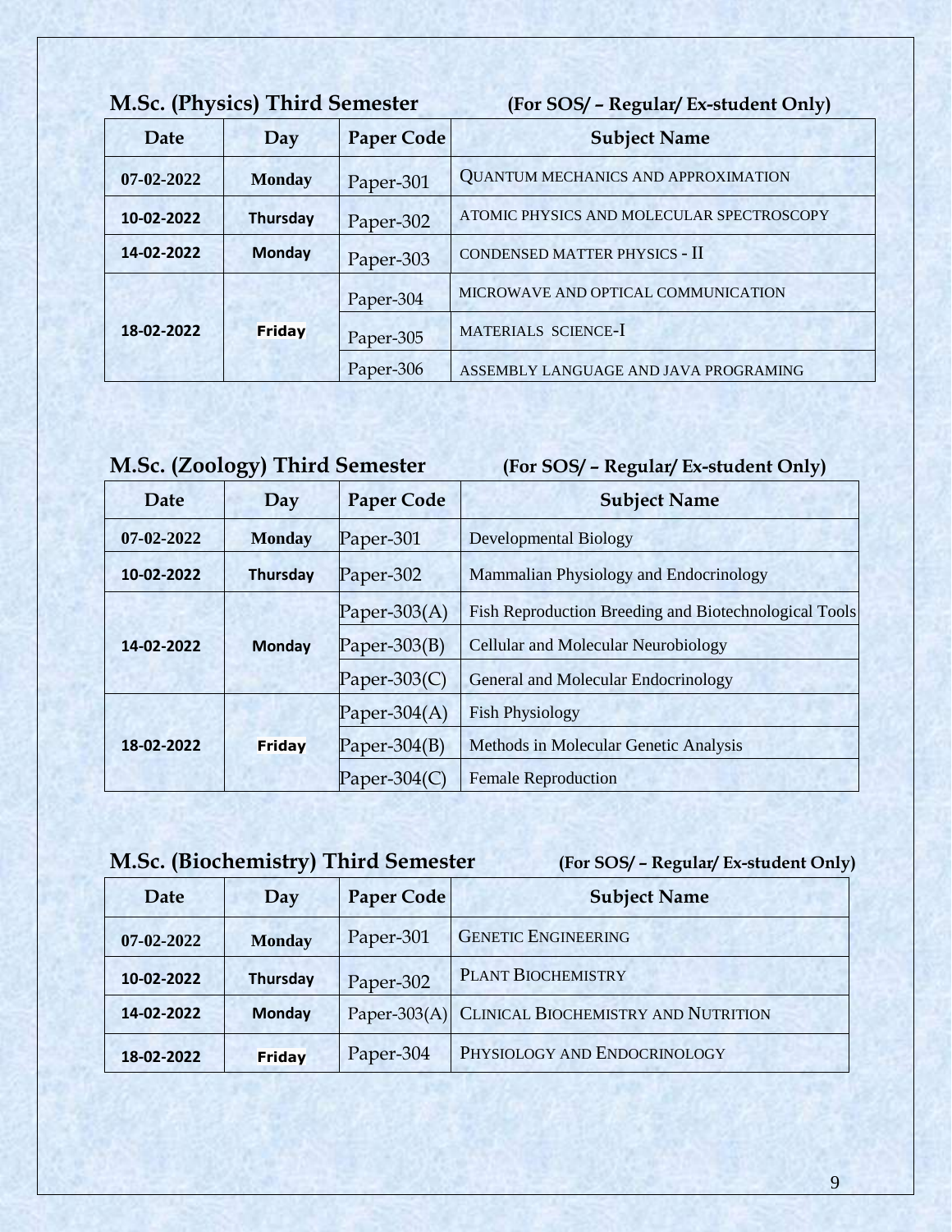**M.Sc. (Physics) Third Semester** **(For SOS/ – Regular/ Ex-student Only)**

| Date | Day | Paper Code | Subject Name |
|---|---|---|---|
| 07-02-2022 | Monday | Paper-301 | QUANTUM MECHANICS AND APPROXIMATION |
| 10-02-2022 | Thursday | Paper-302 | ATOMIC PHYSICS AND MOLECULAR SPECTROSCOPY |
| 14-02-2022 | Monday | Paper-303 | CONDENSED MATTER PHYSICS - II |
| 18-02-2022 | Friday | Paper-304 | MICROWAVE AND OPTICAL COMMUNICATION |
| | | Paper-305 | MATERIALS SCIENCE-I |
| | | Paper-306 | ASSEMBLY LANGUAGE AND JAVA PROGRAMING |

**M.Sc. (Zoology) Third Semester** **(For SOS/ – Regular/ Ex-student Only)**

| Date | Day | Paper Code | Subject Name |
|---|---|---|---|
| 07-02-2022 | Monday | Paper-301 | Developmental Biology |
| 10-02-2022 | Thursday | Paper-302 | Mammalian Physiology and Endocrinology |
| 14-02-2022 | Monday | Paper-303(A) | Fish Reproduction Breeding and Biotechnological Tools |
| | | Paper-303(B) | Cellular and Molecular Neurobiology |
| | | Paper-303(C) | General and Molecular Endocrinology |
| 18-02-2022 | Friday | Paper-304(A) | Fish Physiology |
| | | Paper-304(B) | Methods in Molecular Genetic Analysis |
| | | Paper-304(C) | Female Reproduction |

**M.Sc. (Biochemistry) Third Semester** **(For SOS/ – Regular/ Ex-student Only)**

| Date | Day | Paper Code | Subject Name |
|---|---|---|---|
| 07-02-2022 | Monday | Paper-301 | GENETIC ENGINEERING |
| 10-02-2022 | Thursday | Paper-302 | PLANT BIOCHEMISTRY |
| 14-02-2022 | Monday | Paper-303(A) | CLINICAL BIOCHEMISTRY AND NUTRITION |
| 18-02-2022 | Friday | Paper-304 | PHYSIOLOGY AND ENDOCRINOLOGY |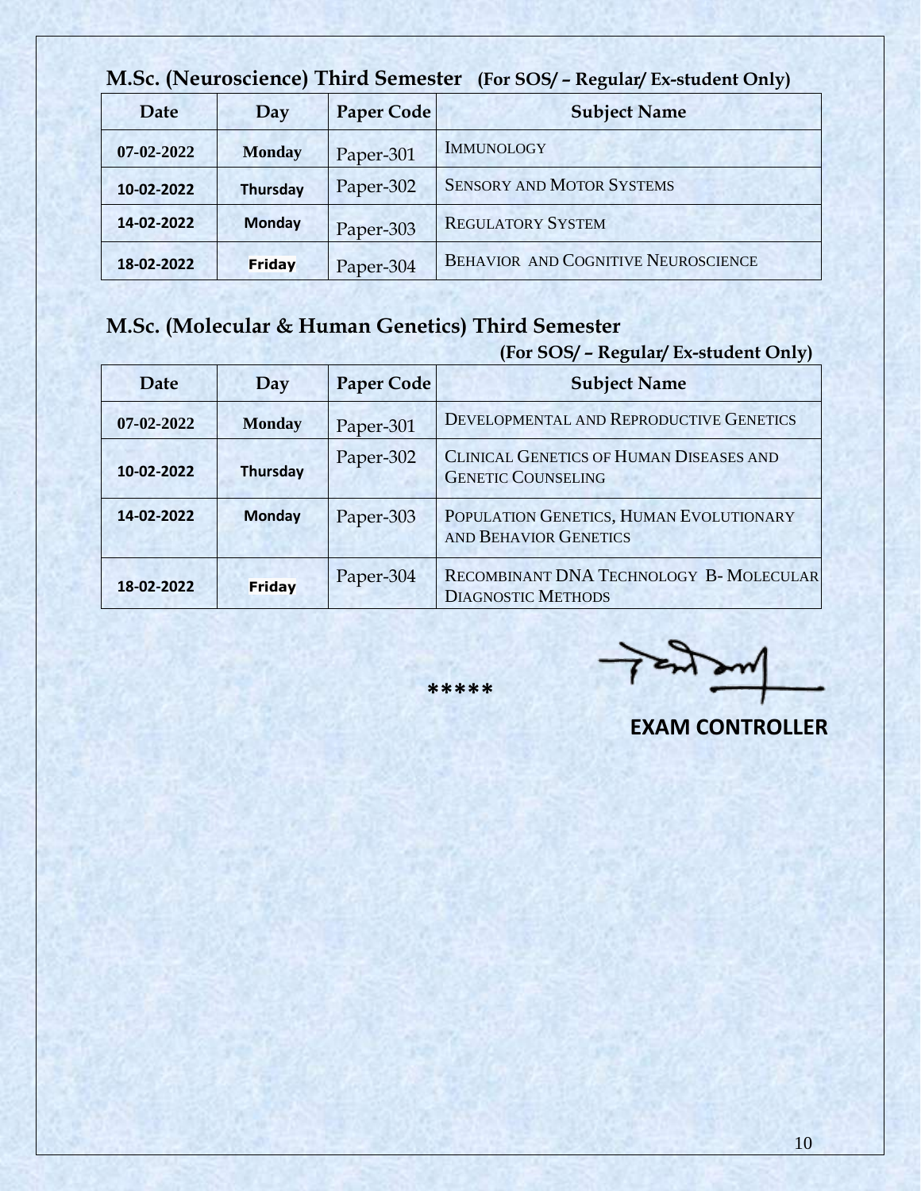## M.Sc. (Neuroscience) Third Semester (For SOS/ – Regular/ Ex-student Only)

| Date | Day | Paper Code | Subject Name |
|---|---|---|---|
| 07-02-2022 | Monday | Paper-301 | IMMUNOLOGY |
| 10-02-2022 | Thursday | Paper-302 | SENSORY AND MOTOR SYSTEMS |
| 14-02-2022 | Monday | Paper-303 | REGULATORY SYSTEM |
| 18-02-2022 | Friday | Paper-304 | BEHAVIOR AND COGNITIVE NEUROSCIENCE |

## M.Sc. (Molecular & Human Genetics) Third Semester

**(For SOS/ – Regular/ Ex-student Only)**

| Date | Day | Paper Code | Subject Name |
|---|---|---|---|
| 07-02-2022 | Monday | Paper-301 | DEVELOPMENTAL AND REPRODUCTIVE GENETICS |
| 10-02-2022 | Thursday | Paper-302 | CLINICAL GENETICS OF HUMAN DISEASES AND GENETIC COUNSELING |
| 14-02-2022 | Monday | Paper-303 | POPULATION GENETICS, HUMAN EVOLUTIONARY AND BEHAVIOR GENETICS |
| 18-02-2022 | Friday | Paper-304 | RECOMBINANT DNA TECHNOLOGY B- MOLECULAR DIAGNOSTIC METHODS |

*****

**EXAM CONTROLLER**